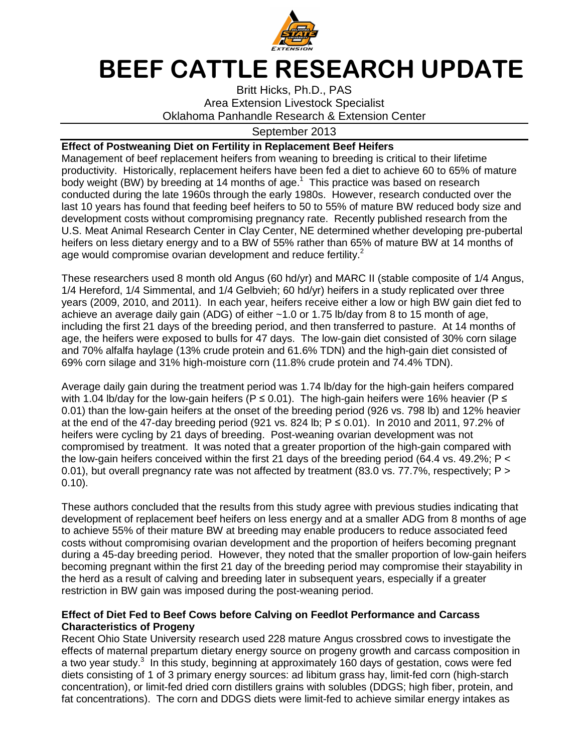# BEEF CATTLE RESEARCH UPDATE

Britt Hicks, Ph.D., PAS
Area Extension Livestock Specialist
Oklahoma Panhandle Research & Extension Center

September 2013

**Effect of Postweaning Diet on Fertility in Replacement Beef Heifers**

Management of beef replacement heifers from weaning to breeding is critical to their lifetime productivity. Historically, replacement heifers have been fed a diet to achieve 60 to 65% of mature body weight (BW) by breeding at 14 months of age.[1] This practice was based on research conducted during the late 1960s through the early 1980s. However, research conducted over the last 10 years has found that feeding beef heifers to 50 to 55% of mature BW reduced body size and development costs without compromising pregnancy rate. Recently published research from the U.S. Meat Animal Research Center in Clay Center, NE determined whether developing pre-pubertal heifers on less dietary energy and to a BW of 55% rather than 65% of mature BW at 14 months of age would compromise ovarian development and reduce fertility.[2]

These researchers used 8 month old Angus (60 hd/yr) and MARC II (stable composite of 1/4 Angus, 1/4 Hereford, 1/4 Simmental, and 1/4 Gelbvieh; 60 hd/yr) heifers in a study replicated over three years (2009, 2010, and 2011). In each year, heifers receive either a low or high BW gain diet fed to achieve an average daily gain (ADG) of either ~1.0 or 1.75 lb/day from 8 to 15 month of age, including the first 21 days of the breeding period, and then transferred to pasture. At 14 months of age, the heifers were exposed to bulls for 47 days. The low-gain diet consisted of 30% corn silage and 70% alfalfa haylage (13% crude protein and 61.6% TDN) and the high-gain diet consisted of 69% corn silage and 31% high-moisture corn (11.8% crude protein and 74.4% TDN).

Average daily gain during the treatment period was 1.74 lb/day for the high-gain heifers compared with 1.04 lb/day for the low-gain heifers ($P \leq 0.01$). The high-gain heifers were 16% heavier ($P \leq 0.01$) than the low-gain heifers at the onset of the breeding period (926 vs. 798 lb) and 12% heavier at the end of the 47-day breeding period (921 vs. 824 lb; $P \leq 0.01$). In 2010 and 2011, 97.2% of heifers were cycling by 21 days of breeding. Post-weaning ovarian development was not compromised by treatment. It was noted that a greater proportion of the high-gain compared with the low-gain heifers conceived within the first 21 days of the breeding period (64.4 vs. 49.2%; $P < 0.01$), but overall pregnancy rate was not affected by treatment (83.0 vs. 77.7%, respectively; $P > 0.10$).

These authors concluded that the results from this study agree with previous studies indicating that development of replacement beef heifers on less energy and at a smaller ADG from 8 months of age to achieve 55% of their mature BW at breeding may enable producers to reduce associated feed costs without compromising ovarian development and the proportion of heifers becoming pregnant during a 45-day breeding period. However, they noted that the smaller proportion of low-gain heifers becoming pregnant within the first 21 day of the breeding period may compromise their stayability in the herd as a result of calving and breeding later in subsequent years, especially if a greater restriction in BW gain was imposed during the post-weaning period.

**Effect of Diet Fed to Beef Cows before Calving on Feedlot Performance and Carcass Characteristics of Progeny**

Recent Ohio State University research used 228 mature Angus crossbred cows to investigate the effects of maternal prepartum dietary energy source on progeny growth and carcass composition in a two year study.[3] In this study, beginning at approximately 160 days of gestation, cows were fed diets consisting of 1 of 3 primary energy sources: ad libitum grass hay, limit-fed corn (high-starch concentration), or limit-fed dried corn distillers grains with solubles (DDGS; high fiber, protein, and fat concentrations). The corn and DDGS diets were limit-fed to achieve similar energy intakes as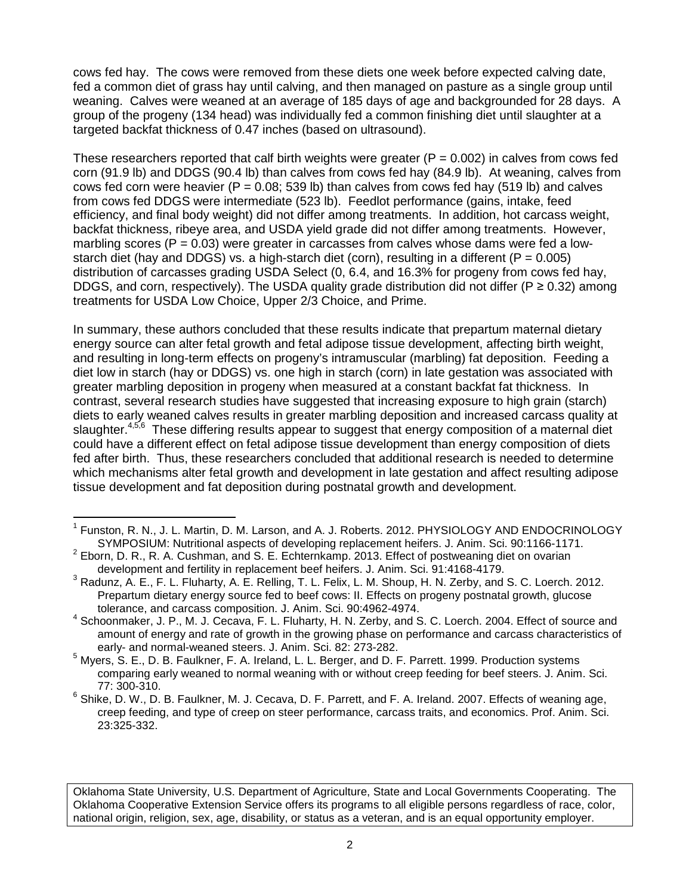cows fed hay. The cows were removed from these diets one week before expected calving date, fed a common diet of grass hay until calving, and then managed on pasture as a single group until weaning. Calves were weaned at an average of 185 days of age and backgrounded for 28 days. A group of the progeny (134 head) was individually fed a common finishing diet until slaughter at a targeted backfat thickness of 0.47 inches (based on ultrasound).

These researchers reported that calf birth weights were greater ($P = 0.002$) in calves from cows fed corn (91.9 lb) and DDGS (90.4 lb) than calves from cows fed hay (84.9 lb). At weaning, calves from cows fed corn were heavier ($P = 0.08$; 539 lb) than calves from cows fed hay (519 lb) and calves from cows fed DDGS were intermediate (523 lb). Feedlot performance (gains, intake, feed efficiency, and final body weight) did not differ among treatments. In addition, hot carcass weight, backfat thickness, ribeye area, and USDA yield grade did not differ among treatments. However, marbling scores ($P = 0.03$) were greater in carcasses from calves whose dams were fed a low-starch diet (hay and DDGS) vs. a high-starch diet (corn), resulting in a different ($P = 0.005$) distribution of carcasses grading USDA Select (0, 6.4, and 16.3% for progeny from cows fed hay, DDGS, and corn, respectively). The USDA quality grade distribution did not differ ($P \geq 0.32$) among treatments for USDA Low Choice, Upper 2/3 Choice, and Prime.

In summary, these authors concluded that these results indicate that prepartum maternal dietary energy source can alter fetal growth and fetal adipose tissue development, affecting birth weight, and resulting in long-term effects on progeny's intramuscular (marbling) fat deposition. Feeding a diet low in starch (hay or DDGS) vs. one high in starch (corn) in late gestation was associated with greater marbling deposition in progeny when measured at a constant backfat fat thickness. In contrast, several research studies have suggested that increasing exposure to high grain (starch) diets to early weaned calves results in greater marbling deposition and increased carcass quality at slaughter.[4,5,6] These differing results appear to suggest that energy composition of a maternal diet could have a different effect on fetal adipose tissue development than energy composition of diets fed after birth. Thus, these researchers concluded that additional research is needed to determine which mechanisms alter fetal growth and development in late gestation and affect resulting adipose tissue development and fat deposition during postnatal growth and development.

---

[1] Funston, R. N., J. L. Martin, D. M. Larson, and A. J. Roberts. 2012. PHYSIOLOGY AND ENDOCRINOLOGY SYMPOSIUM: Nutritional aspects of developing replacement heifers. J. Anim. Sci. 90:1166-1171.

[2] Eborn, D. R., R. A. Cushman, and S. E. Echternkamp. 2013. Effect of postweaning diet on ovarian development and fertility in replacement beef heifers. J. Anim. Sci. 91:4168-4179.

[3] Radunz, A. E., F. L. Fluharty, A. E. Relling, T. L. Felix, L. M. Shoup, H. N. Zerby, and S. C. Loerch. 2012. Prepartum dietary energy source fed to beef cows: II. Effects on progeny postnatal growth, glucose tolerance, and carcass composition. J. Anim. Sci. 90:4962-4974.

[4] Schoonmaker, J. P., M. J. Cecava, F. L. Fluharty, H. N. Zerby, and S. C. Loerch. 2004. Effect of source and amount of energy and rate of growth in the growing phase on performance and carcass characteristics of early- and normal-weaned steers. J. Anim. Sci. 82: 273-282.

[5] Myers, S. E., D. B. Faulkner, F. A. Ireland, L. L. Berger, and D. F. Parrett. 1999. Production systems comparing early weaned to normal weaning with or without creep feeding for beef steers. J. Anim. Sci. 77: 300-310.

[6] Shike, D. W., D. B. Faulkner, M. J. Cecava, D. F. Parrett, and F. A. Ireland. 2007. Effects of weaning age, creep feeding, and type of creep on steer performance, carcass traits, and economics. Prof. Anim. Sci. 23:325-332.

Oklahoma State University, U.S. Department of Agriculture, State and Local Governments Cooperating. The Oklahoma Cooperative Extension Service offers its programs to all eligible persons regardless of race, color, national origin, religion, sex, age, disability, or status as a veteran, and is an equal opportunity employer.